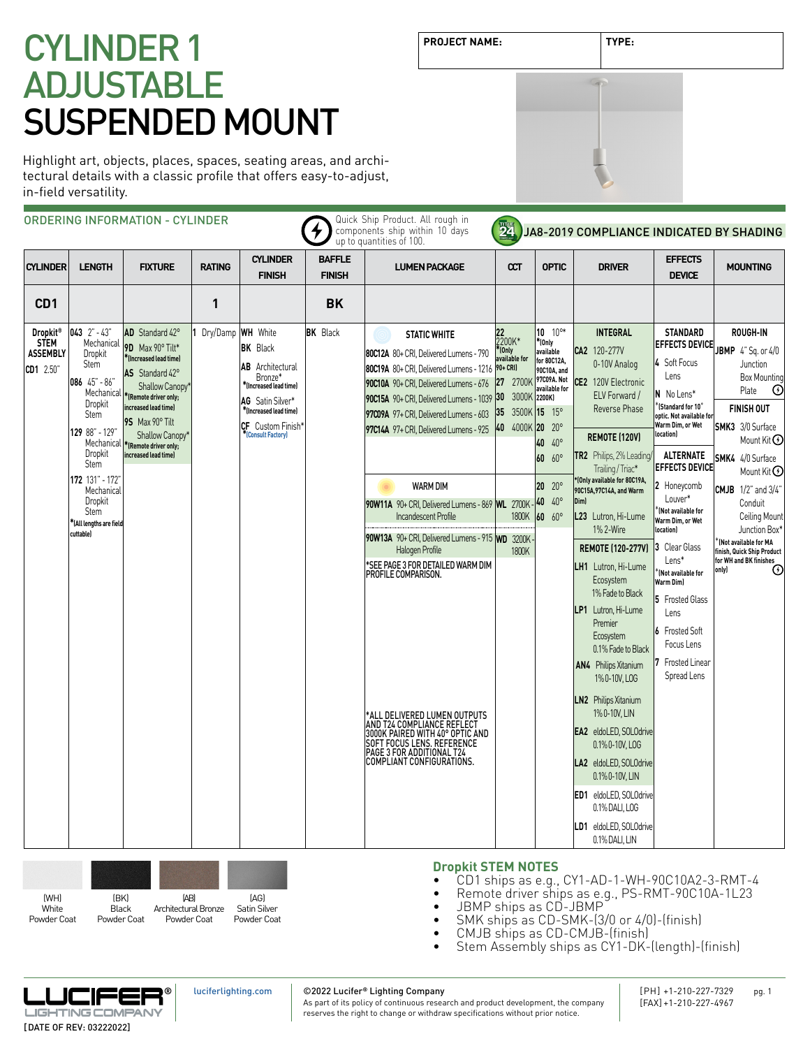# CYLINDER 1 ADJUSTABLE SUSPENDED MOUNT

| PROJECT NAME: | TYPE: |
|---|---|
| | |

Highlight art, objects, places, spaces, seating areas, and architectural details with a classic profile that offers easy-to-adjust, in-field versatility.

## ORDERING INFORMATION - CYLINDER

Quick Ship Product. All rough in components ship within 10 days up to quantities of 100.

JA8-2019 COMPLIANCE INDICATED BY SHADING

| CYLINDER | LENGTH | FIXTURE | RATING | CYLINDER FINISH | BAFFLE FINISH | LUMEN PACKAGE | CCT | OPTIC | DRIVER | EFFECTS DEVICE | MOUNTING |
|---|---|---|---|---|---|---|---|---|---|---|---|
| CD1 | | | 1 | | BK | | | | | | |
| Dropkit® STEM ASSEMBLY<br>**CD1** 2.50" | **043** 2" - 43" Mechanical Dropkit Stem<br>**086** 45" - 86" Mechanical Dropkit Stem<br>**129** 88" - 129" Mechanical Dropkit Stem<br>**172** 131" - 172" Mechanical Dropkit Stem<br>*(All lengths are field cuttable) | **AD** Standard 42°<br>**9D** Max 90° Tilt* *(Increased lead time)<br>**AS** Standard 42° Shallow Canopy* *(Remote driver only; increased lead time)<br>**9S** Max 90° Tilt Shallow Canopy* *(Remote driver only; increased lead time) | **1** Dry/Damp | **WH** White<br>**BK** Black<br>**AB** Architectural Bronze* *(Increased lead time)<br>**AG** Satin Silver* *(Increased lead time)<br>**CF** Custom Finish* *(Consult Factory) | **BK** Black | **STATIC WHITE**<br>**80C12A** 80+ CRI, Delivered Lumens - 790<br>**80C19A** 80+ CRI, Delivered Lumens - 1216<br>**90C10A** 90+ CRI, Delivered Lumens - 676<br>**90C15A** 90+ CRI, Delivered Lumens - 1039<br>**97C09A** 97+ CRI, Delivered Lumens - 603<br>**97C14A** 97+ CRI, Delivered Lumens - 925 | **22** 2200K* *(Only available for 90+ CRI)<br>**27** 2700K<br>**30** 3000K<br>**35** 3500K<br>**40** 4000K | **10** 10°* *(Only available for 80C12A, 90C10A, and 97C09A. Not available for 2200K)<br>**15** 15°<br>**20** 20°<br>**40** 40°<br>**60** 60° | **INTEGRAL**<br>**CA2** 120-277V 0-10V Analog<br>**CE2** 120V Electronic ELV Forward / Reverse Phase<br>**REMOTE (120V)**<br>**TR2** Philips, 2% Leading/ Trailing / Triac* *(Only available for 80C19A, 90C15A, 97C14A, and Warm Dim)<br>**L23** Lutron, Hi-Lume 1% 2-Wire<br>**REMOTE (120-277V)**<br>**LH1** Lutron, Hi-Lume Ecosystem 1% Fade to Black<br>**LP1** Lutron, Hi-Lume Premier Ecosystem 0.1% Fade to Black<br>**AN4** Philips Xitanium 1% 0-10V, LOG<br>**LN2** Philips Xitanium 1% 0-10V, LIN<br>**EA2** eldoLED, SOLOdrive 0.1% 0-10V, LOG<br>**LA2** eldoLED, SOLOdrive 0.1% 0-10V, LIN<br>**ED1** eldoLED, SOLOdrive 0.1% DALI, LOG<br>**LD1** eldoLED, SOLOdrive 0.1% DALI, LIN | **STANDARD EFFECTS DEVICE**<br>**4** Soft Focus Lens<br>**N** No Lens* *(Standard for 10° optic. Not available for Warm Dim, or Wet location)<br>**ALTERNATE EFFECTS DEVICE**<br>**2** Honeycomb Louver* *(Not available for Warm Dim, or Wet location)<br>**3** Clear Glass Lens* *(Not available for Warm Dim)<br>**5** Frosted Glass Lens<br>**6** Frosted Soft Focus Lens<br>**7** Frosted Linear Spread Lens | **ROUGH-IN**<br>**JBMP** 4" Sq. or 4/0 Junction Box Mounting Plate<br>**FINISH OUT**<br>**SMK3** 3/0 Surface Mount Kit<br>**SMK4** 4/0 Surface Mount Kit<br>**CMJB** 1/2" and 3/4" Conduit Ceiling Mount Junction Box* *(Not available for MA finish, Quick Ship Product for WH and BK finishes only) |
| | | | | | | **WARM DIM**<br>**90W11A** 90+ CRI, Delivered Lumens - 869 Incandescent Profile<br>**90W13A** 90+ CRI, Delivered Lumens - 915 Halogen Profile<br>*SEE PAGE 3 FOR DETAILED WARM DIM PROFILE COMPARISON.<br>*ALL DELIVERED LUMEN OUTPUTS AND T24 COMPLIANCE REFLECT 3000K PAIRED WITH 40° OPTIC AND SOFT FOCUS LENS. REFERENCE PAGE 3 FOR ADDITIONAL T24 COMPLIANT CONFIGURATIONS. | **WL** 2700K - 1800K<br>**WD** 3200K - 1800K | **20** 20°<br>**40** 40°<br>**60** 60° | | | |

(WH) White Powder Coat | (BK) Black Powder Coat | (AB) Architectural Bronze Powder Coat | (AG) Satin Silver Powder Coat

### Dropkit STEM NOTES

- CD1 ships as e.g., CY1-AD-1-WH-90C10A2-3-RMT-4
- Remote driver ships as e.g., PS-RMT-90C10A-1L23
- JBMP ships as CD-JBMP
- SMK ships as CD-SMK-(3/0 or 4/0)-(finish)
- CMJB ships as CD-CMJB-(finish)
- Stem Assembly ships as CY1-DK-(length)-(finish)

LUCIFER® LIGHTING COMPANY
[DATE OF REV: 03222022]

luciferlighting.com

©2022 Lucifer® Lighting Company
As part of its policy of continuous research and product development, the company reserves the right to change or withdraw specifications without prior notice.

[PH] +1-210-227-7329
[FAX] +1-210-227-4967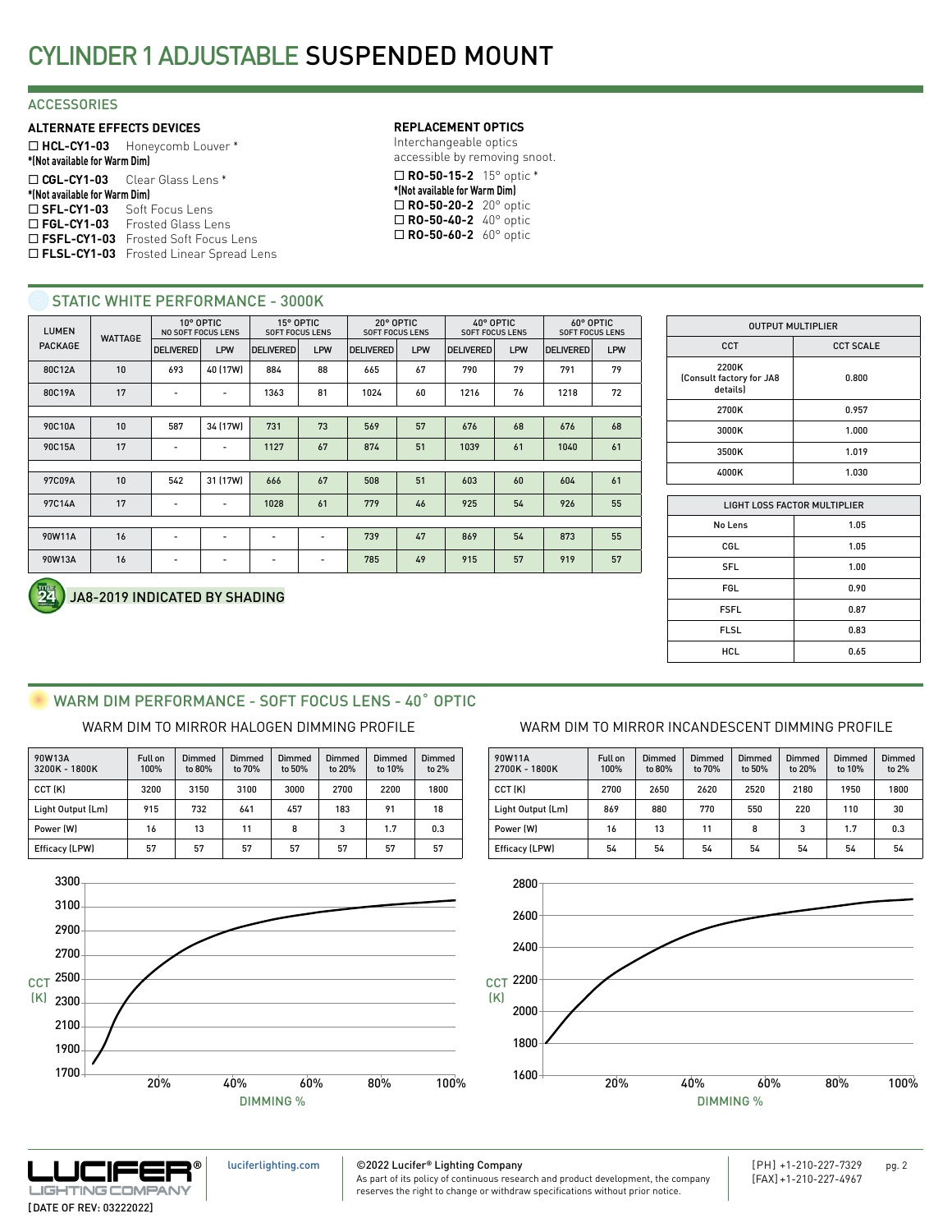# CYLINDER 1 ADJUSTABLE SUSPENDED MOUNT

## ACCESSORIES

### ALTERNATE EFFECTS DEVICES

☐ **HCL-CY1-03** Honeycomb Louver *
*(Not available for Warm Dim)

☐ **CGL-CY1-03** Clear Glass Lens *
*(Not available for Warm Dim)

☐ **SFL-CY1-03** Soft Focus Lens
☐ **FGL-CY1-03** Frosted Glass Lens
☐ **FSFL-CY1-03** Frosted Soft Focus Lens
☐ **FLSL-CY1-03** Frosted Linear Spread Lens

### REPLACEMENT OPTICS

Interchangeable optics accessible by removing snoot.

☐ **RO-50-15-2** 15° optic *
*(Not available for Warm Dim)

☐ **RO-50-20-2** 20° optic
☐ **RO-50-40-2** 40° optic
☐ **RO-50-60-2** 60° optic

## STATIC WHITE PERFORMANCE - 3000K

| LUMEN PACKAGE | WATTAGE | 10° OPTIC NO SOFT FOCUS LENS | | 15° OPTIC SOFT FOCUS LENS | | 20° OPTIC SOFT FOCUS LENS | | 40° OPTIC SOFT FOCUS LENS | | 60° OPTIC SOFT FOCUS LENS | |
|---|---|---|---|---|---|---|---|---|---|---|---|
| | | DELIVERED | LPW | DELIVERED | LPW | DELIVERED | LPW | DELIVERED | LPW | DELIVERED | LPW |
| 80C12A | 10 | 693 | 40 (17W) | 884 | 88 | 665 | 67 | 790 | 79 | 791 | 79 |
| 80C19A | 17 | - | - | 1363 | 81 | 1024 | 60 | 1216 | 76 | 1218 | 72 |
| 90C10A | 10 | 587 | 34 (17W) | 731 | 73 | 569 | 57 | 676 | 68 | 676 | 68 |
| 90C15A | 17 | - | - | 1127 | 67 | 874 | 51 | 1039 | 61 | 1040 | 61 |
| 97C09A | 10 | 542 | 31 (17W) | 666 | 67 | 508 | 51 | 603 | 60 | 604 | 61 |
| 97C14A | 17 | - | - | 1028 | 61 | 779 | 46 | 925 | 54 | 926 | 55 |
| 90W11A | 16 | - | - | - | - | 739 | 47 | 869 | 54 | 873 | 55 |
| 90W13A | 16 | - | - | - | - | 785 | 49 | 915 | 57 | 919 | 57 |

JA8-2019 INDICATED BY SHADING

| OUTPUT MULTIPLIER | |
|---|---|
| CCT | CCT SCALE |
| 2200K (Consult factory for JA8 details) | 0.800 |
| 2700K | 0.957 |
| 3000K | 1.000 |
| 3500K | 1.019 |
| 4000K | 1.030 |

| LIGHT LOSS FACTOR MULTIPLIER | |
|---|---|
| No Lens | 1.05 |
| CGL | 1.05 |
| SFL | 1.00 |
| FGL | 0.90 |
| FSFL | 0.87 |
| FLSL | 0.83 |
| HCL | 0.65 |

## WARM DIM PERFORMANCE - SOFT FOCUS LENS - 40° OPTIC

### WARM DIM TO MIRROR HALOGEN DIMMING PROFILE

| 90W13A 3200K - 1800K | Full on 100% | Dimmed to 80% | Dimmed to 70% | Dimmed to 50% | Dimmed to 20% | Dimmed to 10% | Dimmed to 2% |
|---|---|---|---|---|---|---|---|
| CCT (K) | 3200 | 3150 | 3100 | 3000 | 2700 | 2200 | 1800 |
| Light Output (Lm) | 915 | 732 | 641 | 457 | 183 | 91 | 18 |
| Power (W) | 16 | 13 | 11 | 8 | 3 | 1.7 | 0.3 |
| Efficacy (LPW) | 57 | 57 | 57 | 57 | 57 | 57 | 57 |

### WARM DIM TO MIRROR INCANDESCENT DIMMING PROFILE

| 90W11A 2700K - 1800K | Full on 100% | Dimmed to 80% | Dimmed to 70% | Dimmed to 50% | Dimmed to 20% | Dimmed to 10% | Dimmed to 2% |
|---|---|---|---|---|---|---|---|
| CCT (K) | 2700 | 2650 | 2620 | 2520 | 2180 | 1950 | 1800 |
| Light Output (Lm) | 869 | 880 | 770 | 550 | 220 | 110 | 30 |
| Power (W) | 16 | 13 | 11 | 8 | 3 | 1.7 | 0.3 |
| Efficacy (LPW) | 54 | 54 | 54 | 54 | 54 | 54 | 54 |

luciferlighting.com

[DATE OF REV: 03222022]

©2022 Lucifer® Lighting Company
As part of its policy of continuous research and product development, the company reserves the right to change or withdraw specifications without prior notice.

[PH] +1-210-227-7329
[FAX] +1-210-227-4967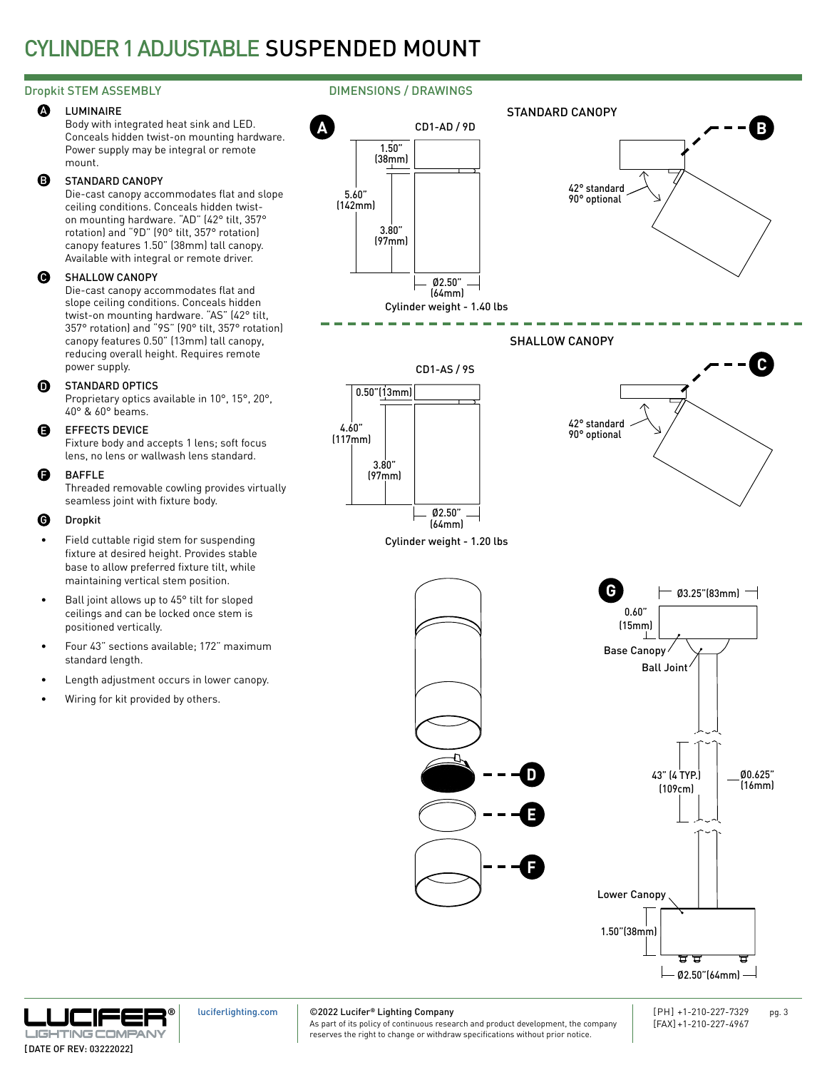# CYLINDER 1 ADJUSTABLE SUSPENDED MOUNT

## Dropkit STEM ASSEMBLY

**A** LUMINAIRE
Body with integrated heat sink and LED. Conceals hidden twist-on mounting hardware. Power supply may be integral or remote mount.

**B** STANDARD CANOPY
Die-cast canopy accommodates flat and slope ceiling conditions. Conceals hidden twist-on mounting hardware. "AD" (42° tilt, 357° rotation) and "9D" (90° tilt, 357° rotation) canopy features 1.50" (38mm) tall canopy. Available with integral or remote driver.

**C** SHALLOW CANOPY
Die-cast canopy accommodates flat and slope ceiling conditions. Conceals hidden twist-on mounting hardware. "AS" (42° tilt, 357° rotation) and "9S" (90° tilt, 357° rotation) canopy features 0.50" (13mm) tall canopy, reducing overall height. Requires remote power supply.

**D** STANDARD OPTICS
Proprietary optics available in 10°, 15°, 20°, 40° & 60° beams.

**E** EFFECTS DEVICE
Fixture body and accepts 1 lens; soft focus lens, no lens or wallwash lens standard.

**F** BAFFLE
Threaded removable cowling provides virtually seamless joint with fixture body.

**G** Dropkit

- Field cuttable rigid stem for suspending fixture at desired height. Provides stable base to allow preferred fixture tilt, while maintaining vertical stem position.
- Ball joint allows up to 45° tilt for sloped ceilings and can be locked once stem is positioned vertically.
- Four 43" sections available; 172" maximum standard length.
- Length adjustment occurs in lower canopy.
- Wiring for kit provided by others.

## DIMENSIONS / DRAWINGS

**A** CD1-AD / 9D

1.50" (38mm)
5.60" (142mm)
3.80" (97mm)
Ø2.50" (64mm)

Cylinder weight - 1.40 lbs

STANDARD CANOPY **B**

42° standard
90° optional

SHALLOW CANOPY

CD1-AS / 9S

0.50"(13mm)
4.60" (117mm)
3.80" (97mm)
Ø2.50" (64mm)

Cylinder weight - 1.20 lbs

**C**

42° standard
90° optional

**D**

**E**

**F**

**G**

Ø3.25"(83mm)
0.60" (15mm)
Base Canopy
Ball Joint
43" (4 TYP.) (109cm)
Ø0.625" (16mm)
Lower Canopy
1.50"(38mm)
Ø2.50"(64mm)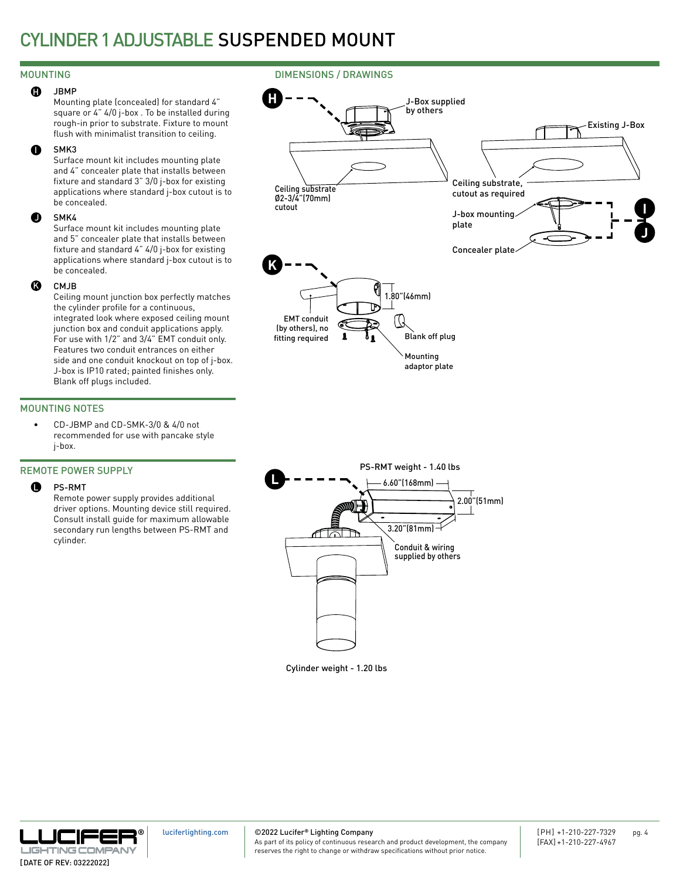# CYLINDER 1 ADJUSTABLE SUSPENDED MOUNT

## MOUNTING

**H** JBMP
Mounting plate (concealed) for standard 4" square or 4" 4/0 j-box . To be installed during rough-in prior to substrate. Fixture to mount flush with minimalist transition to ceiling.

**I** SMK3
Surface mount kit includes mounting plate and 4" concealer plate that installs between fixture and standard 3" 3/0 j-box for existing applications where standard j-box cutout is to be concealed.

**J** SMK4
Surface mount kit includes mounting plate and 5" concealer plate that installs between fixture and standard 4" 4/0 j-box for existing applications where standard j-box cutout is to be concealed.

**K** CMJB
Ceiling mount junction box perfectly matches the cylinder profile for a continuous, integrated look where exposed ceiling mount junction box and conduit applications apply. For use with 1/2" and 3/4" EMT conduit only. Features two conduit entrances on either side and one conduit knockout on top of j-box. J-box is IP10 rated; painted finishes only. Blank off plugs included.

## MOUNTING NOTES

- CD-JBMP and CD-SMK-3/0 & 4/0 not recommended for use with pancake style j-box.

## REMOTE POWER SUPPLY

**L** PS-RMT
Remote power supply provides additional driver options. Mounting device still required. Consult install guide for maximum allowable secondary run lengths between PS-RMT and cylinder.

## DIMENSIONS / DRAWINGS

H — J-Box supplied by others; Ceiling substrate Ø2-3/4"(70mm) cutout

I / J — Existing J-Box; Ceiling substrate, cutout as required; J-box mounting plate; Concealer plate

K — 1.80"(46mm); EMT conduit (by others), no fitting required; Blank off plug; Mounting adaptor plate

L — PS-RMT weight - 1.40 lbs; 6.60"(168mm); 2.00"(51mm); 3.20"(81mm); Conduit & wiring supplied by others

Cylinder weight - 1.20 lbs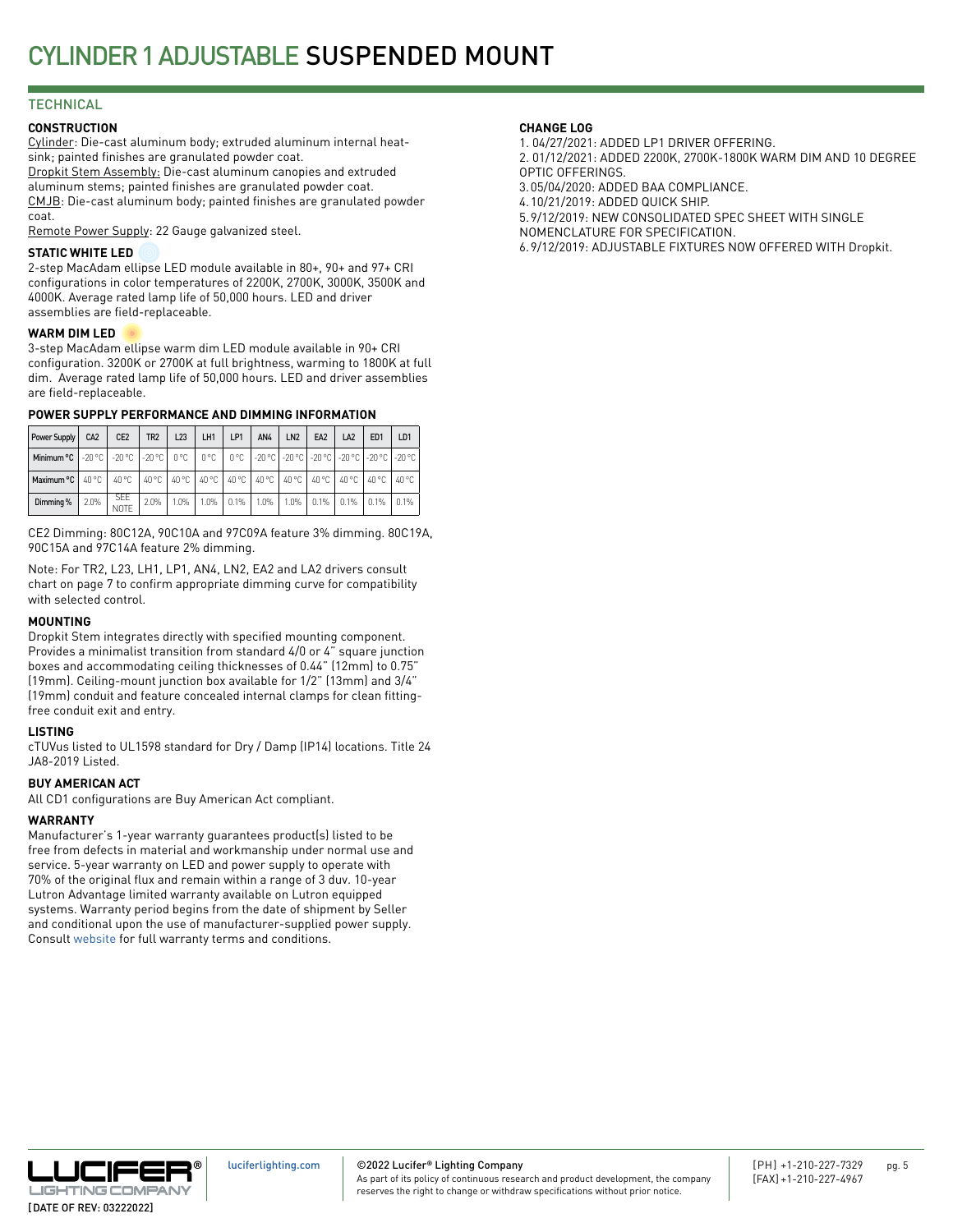# CYLINDER 1 ADJUSTABLE SUSPENDED MOUNT

## TECHNICAL

### CONSTRUCTION

Cylinder: Die-cast aluminum body; extruded aluminum internal heat-sink; painted finishes are granulated powder coat.

Dropkit Stem Assembly: Die-cast aluminum canopies and extruded aluminum stems; painted finishes are granulated powder coat.

CMJB: Die-cast aluminum body; painted finishes are granulated powder coat.

Remote Power Supply: 22 Gauge galvanized steel.

### STATIC WHITE LED

2-step MacAdam ellipse LED module available in 80+, 90+ and 97+ CRI configurations in color temperatures of 2200K, 2700K, 3000K, 3500K and 4000K. Average rated lamp life of 50,000 hours. LED and driver assemblies are field-replaceable.

### WARM DIM LED

3-step MacAdam ellipse warm dim LED module available in 90+ CRI configuration. 3200K or 2700K at full brightness, warming to 1800K at full dim. Average rated lamp life of 50,000 hours. LED and driver assemblies are field-replaceable.

### POWER SUPPLY PERFORMANCE AND DIMMING INFORMATION

| Power Supply | CA2 | CE2 | TR2 | L23 | LH1 | LP1 | AN4 | LN2 | EA2 | LA2 | ED1 | LD1 |
|---|---|---|---|---|---|---|---|---|---|---|---|---|
| Minimum °C | -20 °C | -20 °C | -20 °C | 0 °C | 0 °C | 0 °C | -20 °C | -20 °C | -20 °C | -20 °C | -20 °C | -20 °C |
| Maximum °C | 40 °C | 40 °C | 40 °C | 40 °C | 40 °C | 40 °C | 40 °C | 40 °C | 40 °C | 40 °C | 40 °C | 40 °C |
| Dimming % | 2.0% | SEE NOTE | 2.0% | 1.0% | 1.0% | 0.1% | 1.0% | 1.0% | 0.1% | 0.1% | 0.1% | 0.1% |

CE2 Dimming: 80C12A, 90C10A and 97C09A feature 3% dimming. 80C19A, 90C15A and 97C14A feature 2% dimming.

Note: For TR2, L23, LH1, LP1, AN4, LN2, EA2 and LA2 drivers consult chart on page 7 to confirm appropriate dimming curve for compatibility with selected control.

### MOUNTING

Dropkit Stem integrates directly with specified mounting component. Provides a minimalist transition from standard 4/0 or 4" square junction boxes and accommodating ceiling thicknesses of 0.44" (12mm) to 0.75" (19mm). Ceiling-mount junction box available for 1/2" (13mm) and 3/4" (19mm) conduit and feature concealed internal clamps for clean fitting-free conduit exit and entry.

### LISTING

cTUVus listed to UL1598 standard for Dry / Damp (IP14) locations. Title 24 JA8-2019 Listed.

### BUY AMERICAN ACT

All CD1 configurations are Buy American Act compliant.

### WARRANTY

Manufacturer's 1-year warranty guarantees product(s) listed to be free from defects in material and workmanship under normal use and service. 5-year warranty on LED and power supply to operate with 70% of the original flux and remain within a range of 3 duv. 10-year Lutron Advantage limited warranty available on Lutron equipped systems. Warranty period begins from the date of shipment by Seller and conditional upon the use of manufacturer-supplied power supply. Consult website for full warranty terms and conditions.

### CHANGE LOG

1. 04/27/2021: ADDED LP1 DRIVER OFFERING.
2. 01/12/2021: ADDED 2200K, 2700K-1800K WARM DIM AND 10 DEGREE OPTIC OFFERINGS.
3. 05/04/2020: ADDED BAA COMPLIANCE.
4. 10/21/2019: ADDED QUICK SHIP.
5. 9/12/2019: NEW CONSOLIDATED SPEC SHEET WITH SINGLE NOMENCLATURE FOR SPECIFICATION.
6. 9/12/2019: ADJUSTABLE FIXTURES NOW OFFERED WITH Dropkit.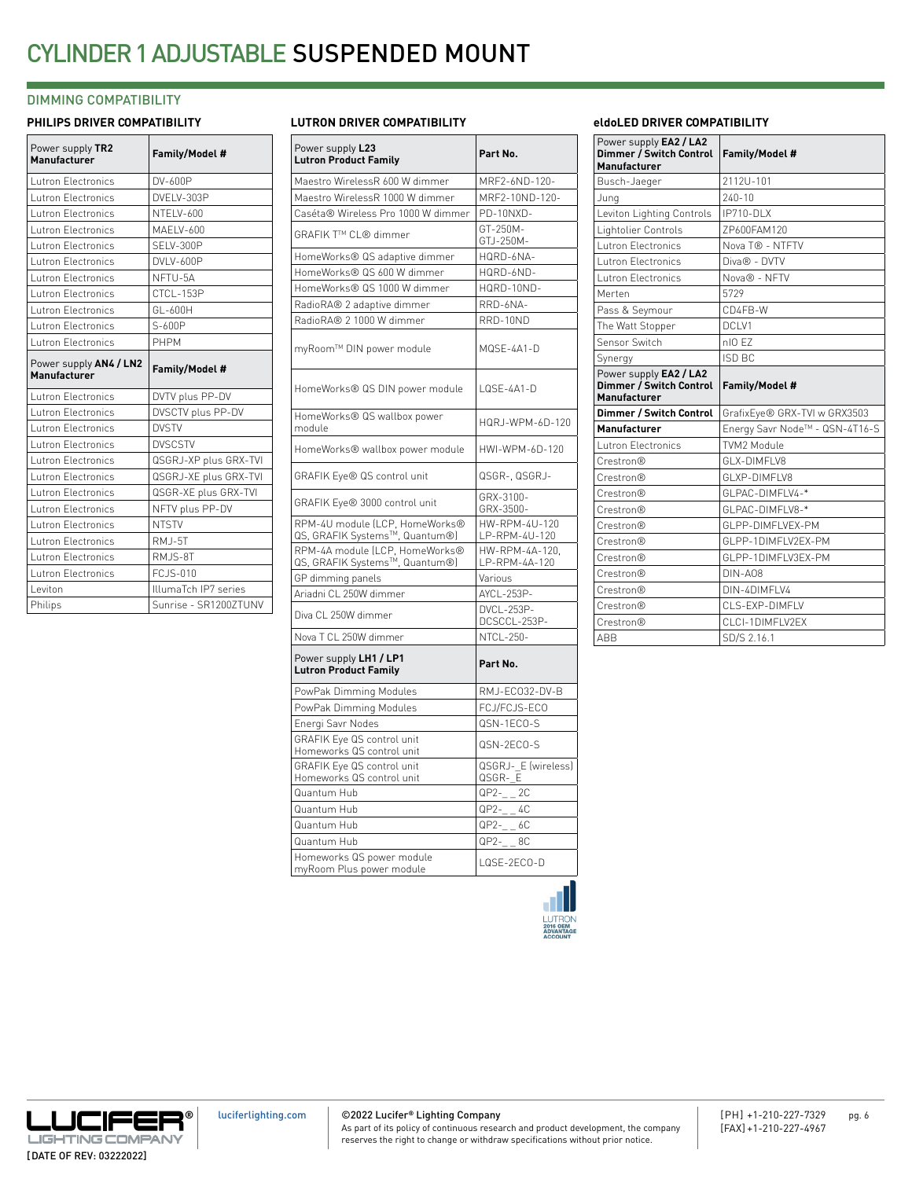# CYLINDER 1 ADJUSTABLE SUSPENDED MOUNT

## DIMMING COMPATIBILITY

### PHILIPS DRIVER COMPATIBILITY

| Power supply **TR2** **Manufacturer** | **Family/Model #** |
|---|---|
| Lutron Electronics | DV-600P |
| Lutron Electronics | DVELV-303P |
| Lutron Electronics | NTELV-600 |
| Lutron Electronics | MAELV-600 |
| Lutron Electronics | SELV-300P |
| Lutron Electronics | DVLV-600P |
| Lutron Electronics | NFTU-5A |
| Lutron Electronics | CTCL-153P |
| Lutron Electronics | GL-600H |
| Lutron Electronics | S-600P |
| Lutron Electronics | PHPM |
| Power supply **AN4 / LN2** **Manufacturer** | **Family/Model #** |
| Lutron Electronics | DVTV plus PP-DV |
| Lutron Electronics | DVSCTV plus PP-DV |
| Lutron Electronics | DVSTV |
| Lutron Electronics | DVSCSTV |
| Lutron Electronics | QSGRJ-XP plus GRX-TVI |
| Lutron Electronics | QSGRJ-XE plus GRX-TVI |
| Lutron Electronics | QSGR-XE plus GRX-TVI |
| Lutron Electronics | NFTV plus PP-DV |
| Lutron Electronics | NTSTV |
| Lutron Electronics | RMJ-5T |
| Lutron Electronics | RMJS-8T |
| Lutron Electronics | FCJS-010 |
| Leviton | IllumaTch IP7 series |
| Philips | Sunrise - SR1200ZTUNV |

### LUTRON DRIVER COMPATIBILITY

| Power supply **L23** **Lutron Product Family** | **Part No.** |
|---|---|
| Maestro WirelessR 600 W dimmer | MRF2-6ND-120- |
| Maestro WirelessR 1000 W dimmer | MRF2-10ND-120- |
| Caséta® Wireless Pro 1000 W dimmer | PD-10NXD- |
| GRAFIK T™ CL® dimmer | GT-250M- GTJ-250M- |
| HomeWorks® QS adaptive dimmer | HQRD-6NA- |
| HomeWorks® QS 600 W dimmer | HQRD-6ND- |
| HomeWorks® QS 1000 W dimmer | HQRD-10ND- |
| RadioRA® 2 adaptive dimmer | RRD-6NA- |
| RadioRA® 2 1000 W dimmer | RRD-10ND |
| myRoom™ DIN power module | MQSE-4A1-D |
| HomeWorks® QS DIN power module | LQSE-4A1-D |
| HomeWorks® QS wallbox power module | HQRJ-WPM-6D-120 |
| HomeWorks® wallbox power module | HWI-WPM-6D-120 |
| GRAFIK Eye® QS control unit | QSGR-, QSGRJ- |
| GRAFIK Eye® 3000 control unit | GRX-3100- GRX-3500- |
| RPM-4U module (LCP, HomeWorks® QS, GRAFIK Systems™, Quantum®) | HW-RPM-4U-120 LP-RPM-4U-120 |
| RPM-4A module (LCP, HomeWorks® QS, GRAFIK Systems™, Quantum®) | HW-RPM-4A-120, LP-RPM-4A-120 |
| GP dimming panels | Various |
| Ariadni CL 250W dimmer | AYCL-253P- |
| Diva CL 250W dimmer | DVCL-253P- DCSCCL-253P- |
| Nova T CL 250W dimmer | NTCL-250- |
| Power supply **LH1 / LP1** **Lutron Product Family** | **Part No.** |
| PowPak Dimming Modules | RMJ-ECO32-DV-B |
| PowPak Dimming Modules | FCJ/FCJS-ECO |
| Energi Savr Nodes | QSN-1ECO-S |
| GRAFIK Eye QS control unit Homeworks QS control unit | QSN-2ECO-S |
| GRAFIK Eye QS control unit Homeworks QS control unit | QSGRJ-_E (wireless) QSGR-_E |
| Quantum Hub | QP2-_ _ 2C |
| Quantum Hub | QP2-_ _ 4C |
| Quantum Hub | QP2-_ _ 6C |
| Quantum Hub | QP2-_ _ 8C |
| Homeworks QS power module myRoom Plus power module | LQSE-2ECO-D |

LUTRON 2016 OEM ADVANTAGE ACCOUNT

### eldoLED DRIVER COMPATIBILITY

| Power supply **EA2 / LA2** **Dimmer / Switch Control Manufacturer** | **Family/Model #** |
|---|---|
| Busch-Jaeger | 2112U-101 |
| Jung | 240-10 |
| Leviton Lighting Controls | IP710-DLX |
| Lightolier Controls | ZP600FAM120 |
| Lutron Electronics | Nova T® - NTFTV |
| Lutron Electronics | Diva® - DVTV |
| Lutron Electronics | Nova® - NFTV |
| Merten | 5729 |
| Pass & Seymour | CD4FB-W |
| The Watt Stopper | DCLV1 |
| Sensor Switch | nIO EZ |
| Synergy | ISD BC |
| Power supply **EA2 / LA2** **Dimmer / Switch Control Manufacturer** | **Family/Model #** |
| **Dimmer / Switch Control** | GrafixEye® GRX-TVI w GRX3503 |
| **Manufacturer** | Energy Savr Node™ - QSN-4T16-S |
| Lutron Electronics | TVM2 Module |
| Crestron® | GLX-DIMFLV8 |
| Crestron® | GLXP-DIMFLV8 |
| Crestron® | GLPAC-DIMFLV4-* |
| Crestron® | GLPAC-DIMFLV8-* |
| Crestron® | GLPP-DIMFLVEX-PM |
| Crestron® | GLPP-1DIMFLV2EX-PM |
| Crestron® | GLPP-1DIMFLV3EX-PM |
| Crestron® | DIN-AO8 |
| Crestron® | DIN-4DIMFLV4 |
| Crestron® | CLS-EXP-DIMFLV |
| Crestron® | CLCI-1DIMFLV2EX |
| ABB | SD/S 2.16.1 |

LUCIFER® LIGHTING COMPANY

[DATE OF REV: 03222022]

luciferlighting.com

©2022 Lucifer® Lighting Company
As part of its policy of continuous research and product development, the company reserves the right to change or withdraw specifications without prior notice.

[PH] +1-210-227-7329
[FAX] +1-210-227-4967